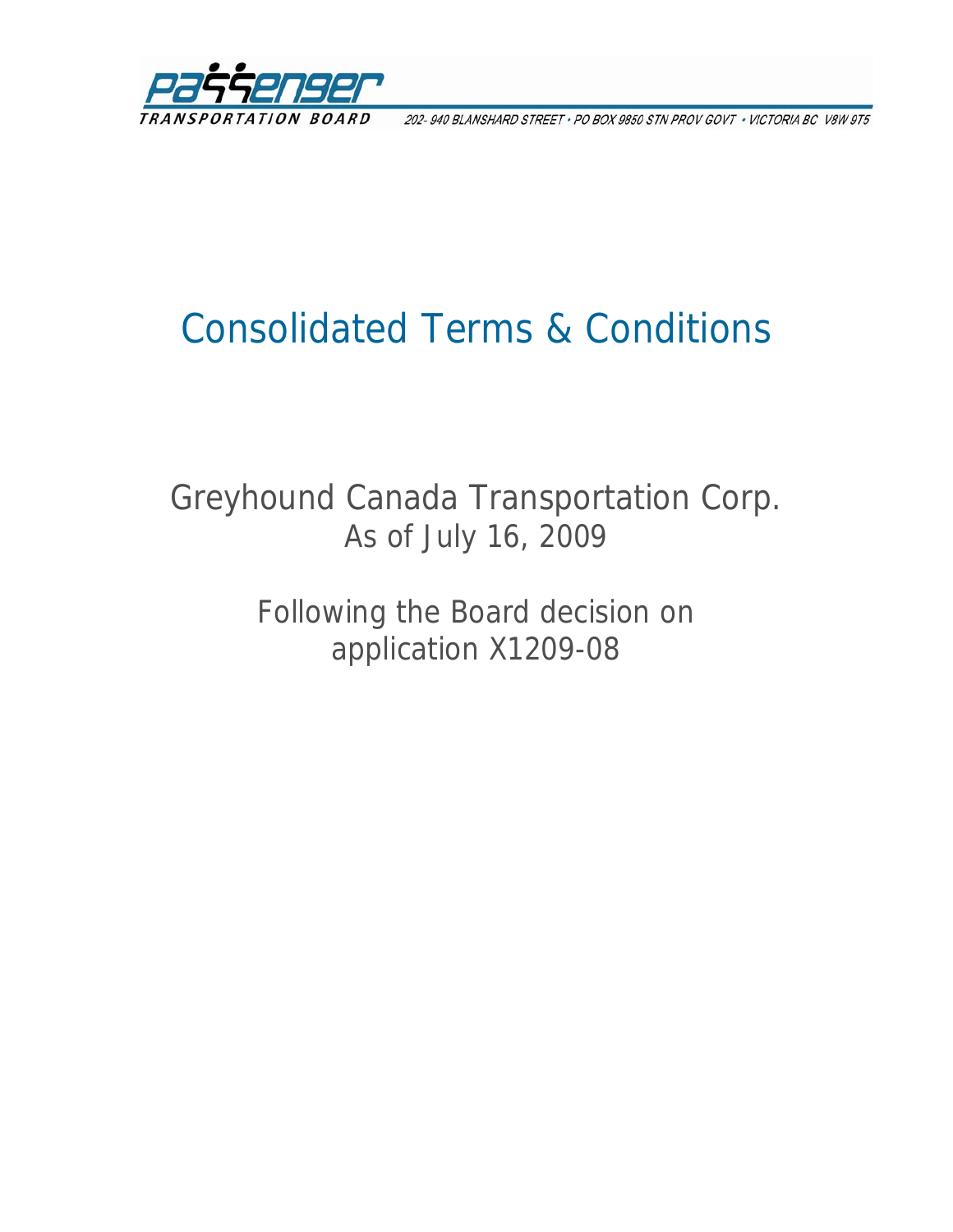PASSENGER TRANSPORTATION BOARD

202- 940 BLANSHARD STREET • PO BOX 9850 STN PROV GOVT • VICTORIA BC V8W 9T5

# Consolidated Terms & Conditions

## Greyhound Canada Transportation Corp.

As of July 16, 2009

Following the Board decision on application X1209-08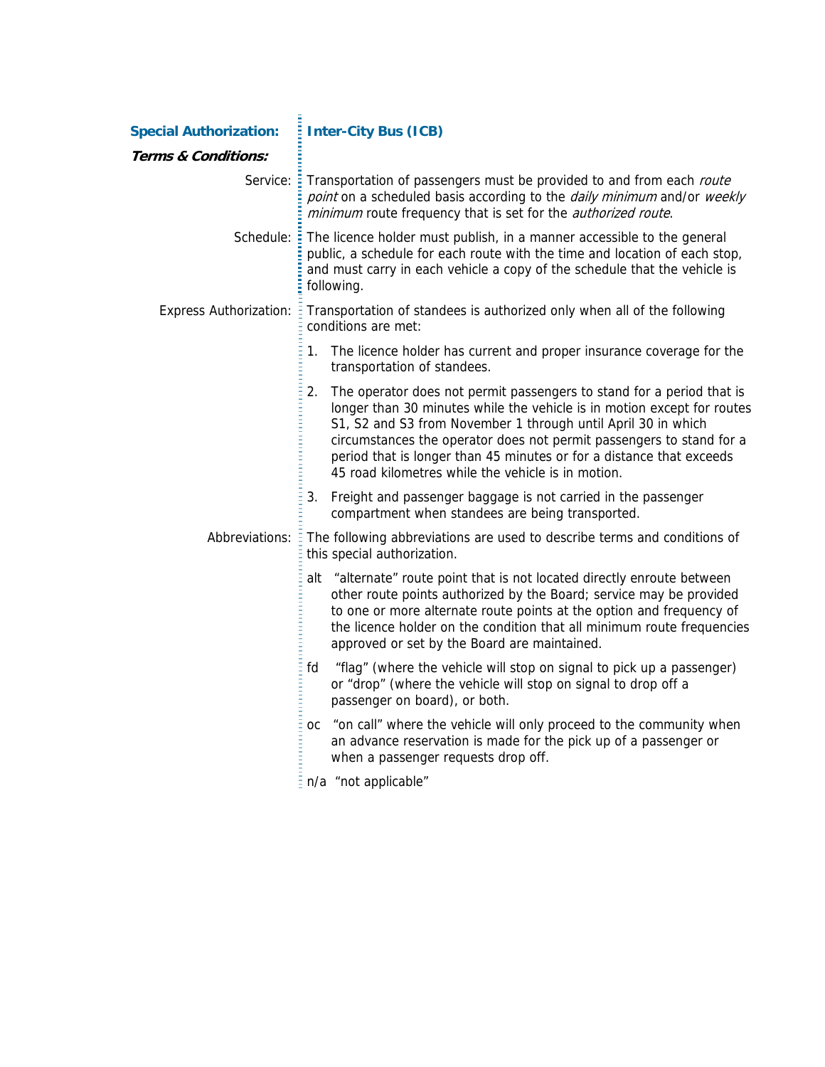**Special Authorization:** **Inter-City Bus (ICB)**

***Terms & Conditions:***

Service: Transportation of passengers must be provided to and from each *route point* on a scheduled basis according to the *daily minimum* and/or *weekly minimum* route frequency that is set for the *authorized route*.

Schedule: The licence holder must publish, in a manner accessible to the general public, a schedule for each route with the time and location of each stop, and must carry in each vehicle a copy of the schedule that the vehicle is following.

Express Authorization: Transportation of standees is authorized only when all of the following conditions are met:

1. The licence holder has current and proper insurance coverage for the transportation of standees.
2. The operator does not permit passengers to stand for a period that is longer than 30 minutes while the vehicle is in motion except for routes S1, S2 and S3 from November 1 through until April 30 in which circumstances the operator does not permit passengers to stand for a period that is longer than 45 minutes or for a distance that exceeds 45 road kilometres while the vehicle is in motion.
3. Freight and passenger baggage is not carried in the passenger compartment when standees are being transported.

Abbreviations: The following abbreviations are used to describe terms and conditions of this special authorization.

alt "alternate" route point that is not located directly enroute between other route points authorized by the Board; service may be provided to one or more alternate route points at the option and frequency of the licence holder on the condition that all minimum route frequencies approved or set by the Board are maintained.

fd "flag" (where the vehicle will stop on signal to pick up a passenger) or "drop" (where the vehicle will stop on signal to drop off a passenger on board), or both.

oc "on call" where the vehicle will only proceed to the community when an advance reservation is made for the pick up of a passenger or when a passenger requests drop off.

n/a "not applicable"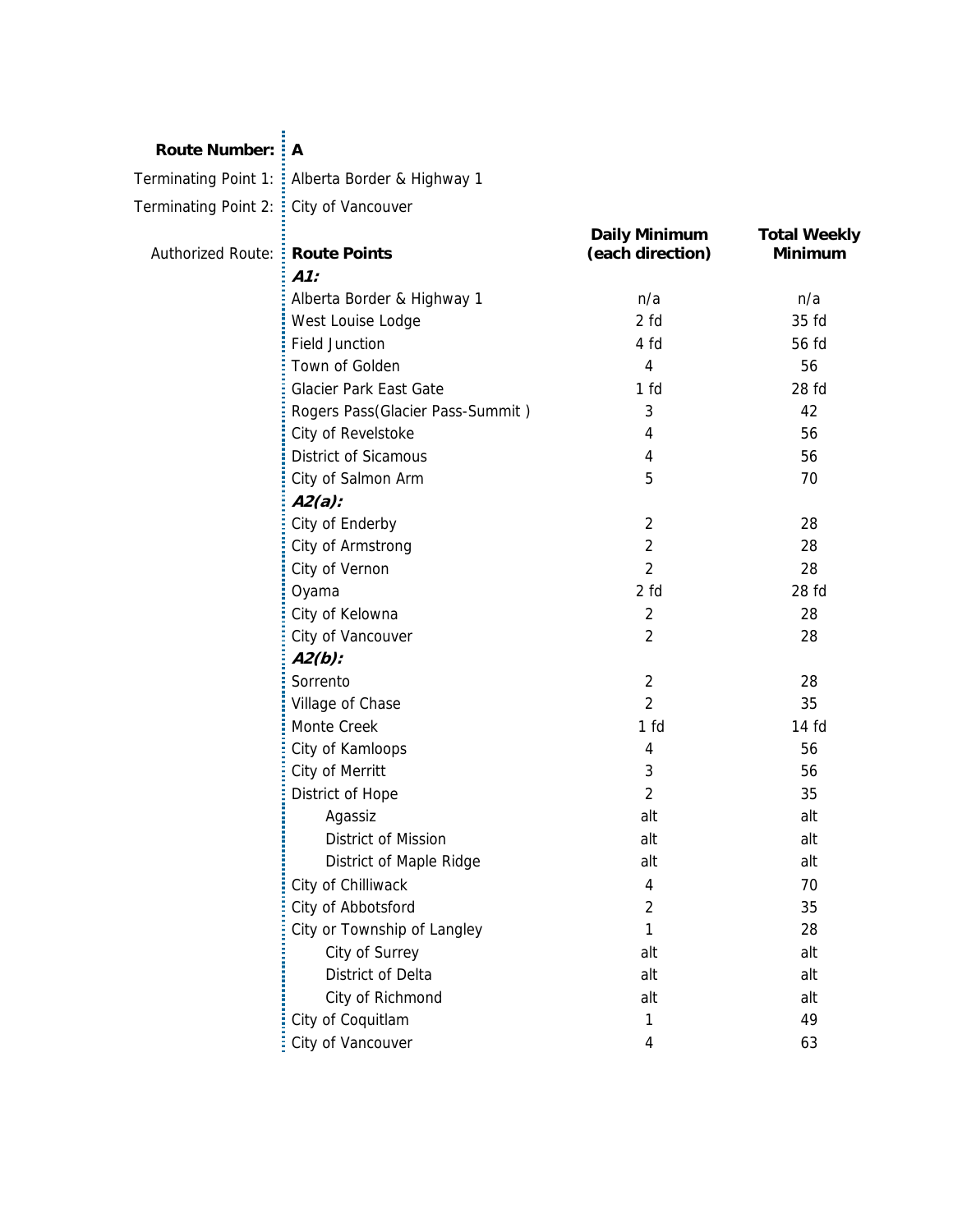| **Route Number:** | **A** | | |
|---|---|---|---|
| Terminating Point 1: | Alberta Border & Highway 1 | | |
| Terminating Point 2: | City of Vancouver | | |
| Authorized Route: | **Route Points** | **Daily Minimum (each direction)** | **Total Weekly Minimum** |
| | ***A1:*** | | |
| | Alberta Border & Highway 1 | n/a | n/a |
| | West Louise Lodge | 2 fd | 35 fd |
| | Field Junction | 4 fd | 56 fd |
| | Town of Golden | 4 | 56 |
| | Glacier Park East Gate | 1 fd | 28 fd |
| | Rogers Pass(Glacier Pass-Summit ) | 3 | 42 |
| | City of Revelstoke | 4 | 56 |
| | District of Sicamous | 4 | 56 |
| | City of Salmon Arm | 5 | 70 |
| | ***A2(a):*** | | |
| | City of Enderby | 2 | 28 |
| | City of Armstrong | 2 | 28 |
| | City of Vernon | 2 | 28 |
| | Oyama | 2 fd | 28 fd |
| | City of Kelowna | 2 | 28 |
| | City of Vancouver | 2 | 28 |
| | ***A2(b):*** | | |
| | Sorrento | 2 | 28 |
| | Village of Chase | 2 | 35 |
| | Monte Creek | 1 fd | 14 fd |
| | City of Kamloops | 4 | 56 |
| | City of Merritt | 3 | 56 |
| | District of Hope | 2 | 35 |
| | Agassiz | alt | alt |
| | District of Mission | alt | alt |
| | District of Maple Ridge | alt | alt |
| | City of Chilliwack | 4 | 70 |
| | City of Abbotsford | 2 | 35 |
| | City or Township of Langley | 1 | 28 |
| | City of Surrey | alt | alt |
| | District of Delta | alt | alt |
| | City of Richmond | alt | alt |
| | City of Coquitlam | 1 | 49 |
| | City of Vancouver | 4 | 63 |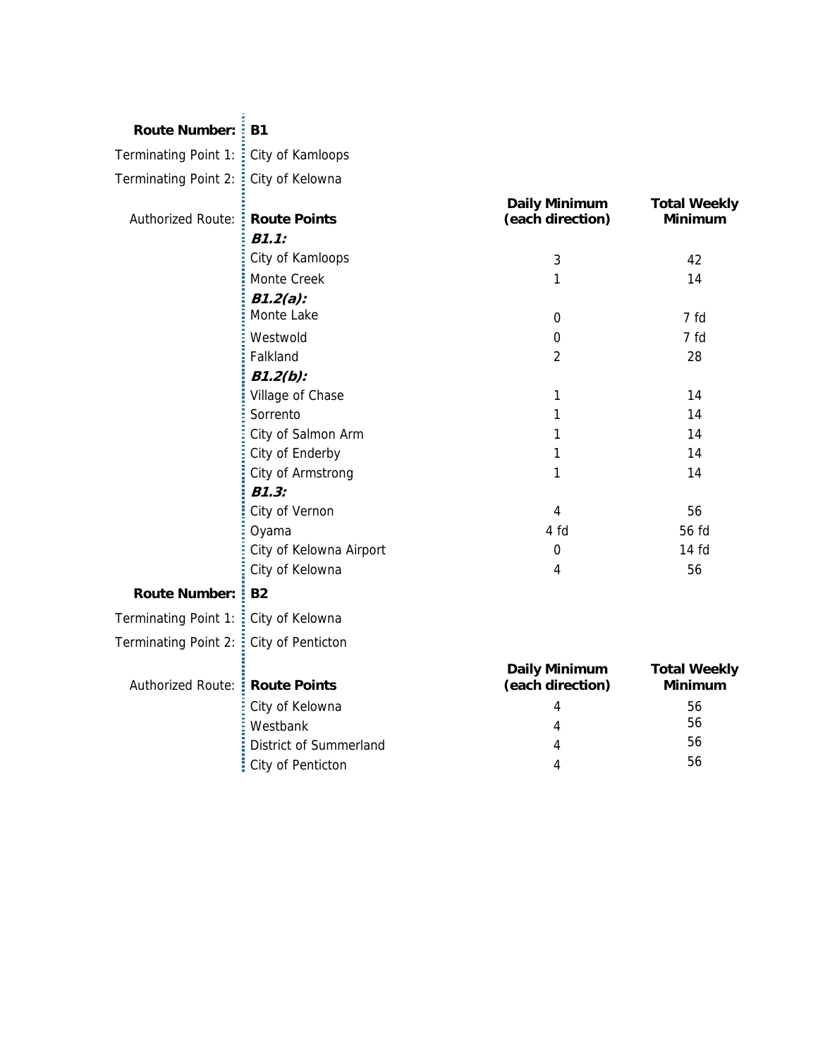| | | | |
|---|---|---|---|
| **Route Number:** | **B1** | | |
| Terminating Point 1: | City of Kamloops | | |
| Terminating Point 2: | City of Kelowna | | |
| Authorized Route: | **Route Points** | **Daily Minimum (each direction)** | **Total Weekly Minimum** |
| | ***B1.1:*** | | |
| | City of Kamloops | 3 | 42 |
| | Monte Creek | 1 | 14 |
| | ***B1.2(a):*** | | |
| | Monte Lake | 0 | 7 fd |
| | Westwold | 0 | 7 fd |
| | Falkland | 2 | 28 |
| | ***B1.2(b):*** | | |
| | Village of Chase | 1 | 14 |
| | Sorrento | 1 | 14 |
| | City of Salmon Arm | 1 | 14 |
| | City of Enderby | 1 | 14 |
| | City of Armstrong | 1 | 14 |
| | ***B1.3:*** | | |
| | City of Vernon | 4 | 56 |
| | Oyama | 4 fd | 56 fd |
| | City of Kelowna Airport | 0 | 14 fd |
| | City of Kelowna | 4 | 56 |

| | | | |
|---|---|---|---|
| **Route Number:** | **B2** | | |
| Terminating Point 1: | City of Kelowna | | |
| Terminating Point 2: | City of Penticton | | |
| Authorized Route: | **Route Points** | **Daily Minimum (each direction)** | **Total Weekly Minimum** |
| | City of Kelowna | 4 | 56 |
| | Westbank | 4 | 56 |
| | District of Summerland | 4 | 56 |
| | City of Penticton | 4 | 56 |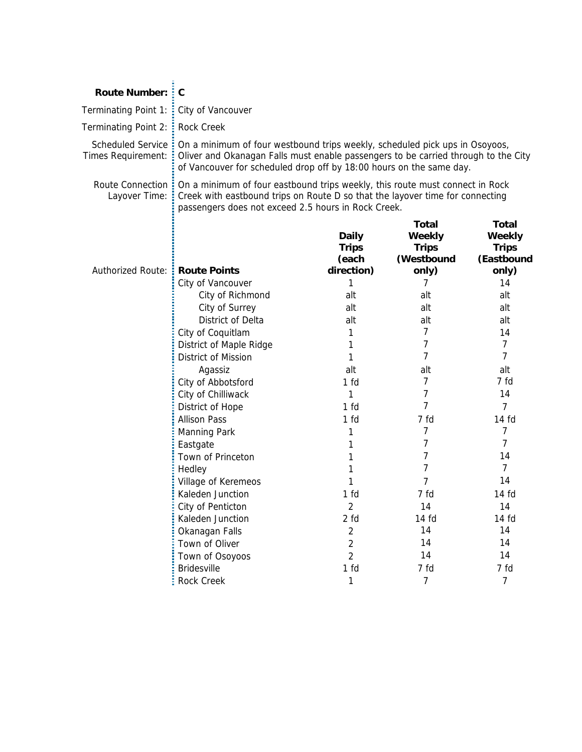**Route Number:** C

Terminating Point 1: City of Vancouver

Terminating Point 2: Rock Creek

Scheduled Service Times Requirement: On a minimum of four westbound trips weekly, scheduled pick ups in Osoyoos, Oliver and Okanagan Falls must enable passengers to be carried through to the City of Vancouver for scheduled drop off by 18:00 hours on the same day.

Route Connection Layover Time: On a minimum of four eastbound trips weekly, this route must connect in Rock Creek with eastbound trips on Route D so that the layover time for connecting passengers does not exceed 2.5 hours in Rock Creek.

Authorized Route:

| Route Points | Daily Trips (each direction) | Total Weekly Trips (Westbound only) | Total Weekly Trips (Eastbound only) |
|---|---|---|---|
| City of Vancouver | 1 | 7 | 14 |
| City of Richmond | alt | alt | alt |
| City of Surrey | alt | alt | alt |
| District of Delta | alt | alt | alt |
| City of Coquitlam | 1 | 7 | 14 |
| District of Maple Ridge | 1 | 7 | 7 |
| District of Mission | 1 | 7 | 7 |
| Agassiz | alt | alt | alt |
| City of Abbotsford | 1 fd | 7 | 7 fd |
| City of Chilliwack | 1 | 7 | 14 |
| District of Hope | 1 fd | 7 | 7 |
| Allison Pass | 1 fd | 7 fd | 14 fd |
| Manning Park | 1 | 7 | 7 |
| Eastgate | 1 | 7 | 7 |
| Town of Princeton | 1 | 7 | 14 |
| Hedley | 1 | 7 | 7 |
| Village of Keremeos | 1 | 7 | 14 |
| Kaleden Junction | 1 fd | 7 fd | 14 fd |
| City of Penticton | 2 | 14 | 14 |
| Kaleden Junction | 2 fd | 14 fd | 14 fd |
| Okanagan Falls | 2 | 14 | 14 |
| Town of Oliver | 2 | 14 | 14 |
| Town of Osoyoos | 2 | 14 | 14 |
| Bridesville | 1 fd | 7 fd | 7 fd |
| Rock Creek | 1 | 7 | 7 |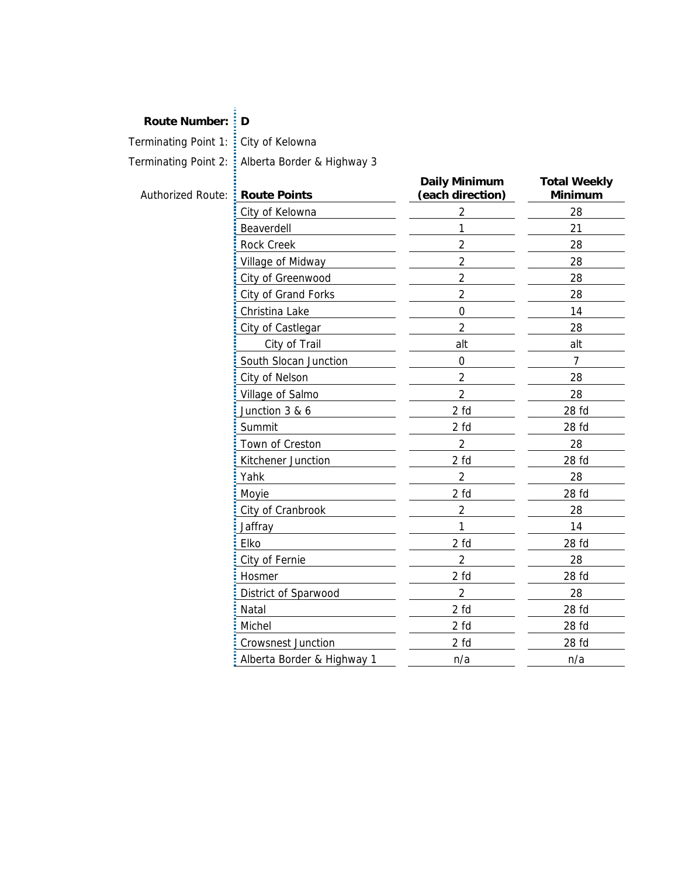**Route Number:** **D**

Terminating Point 1: City of Kelowna

Terminating Point 2: Alberta Border & Highway 3

Authorized Route:

| Route Points | Daily Minimum (each direction) | Total Weekly Minimum |
|---|---|---|
| City of Kelowna | 2 | 28 |
| Beaverdell | 1 | 21 |
| Rock Creek | 2 | 28 |
| Village of Midway | 2 | 28 |
| City of Greenwood | 2 | 28 |
| City of Grand Forks | 2 | 28 |
| Christina Lake | 0 | 14 |
| City of Castlegar | 2 | 28 |
| City of Trail | alt | alt |
| South Slocan Junction | 0 | 7 |
| City of Nelson | 2 | 28 |
| Village of Salmo | 2 | 28 |
| Junction 3 & 6 | 2 fd | 28 fd |
| Summit | 2 fd | 28 fd |
| Town of Creston | 2 | 28 |
| Kitchener Junction | 2 fd | 28 fd |
| Yahk | 2 | 28 |
| Moyie | 2 fd | 28 fd |
| City of Cranbrook | 2 | 28 |
| Jaffray | 1 | 14 |
| Elko | 2 fd | 28 fd |
| City of Fernie | 2 | 28 |
| Hosmer | 2 fd | 28 fd |
| District of Sparwood | 2 | 28 |
| Natal | 2 fd | 28 fd |
| Michel | 2 fd | 28 fd |
| Crowsnest Junction | 2 fd | 28 fd |
| Alberta Border & Highway 1 | n/a | n/a |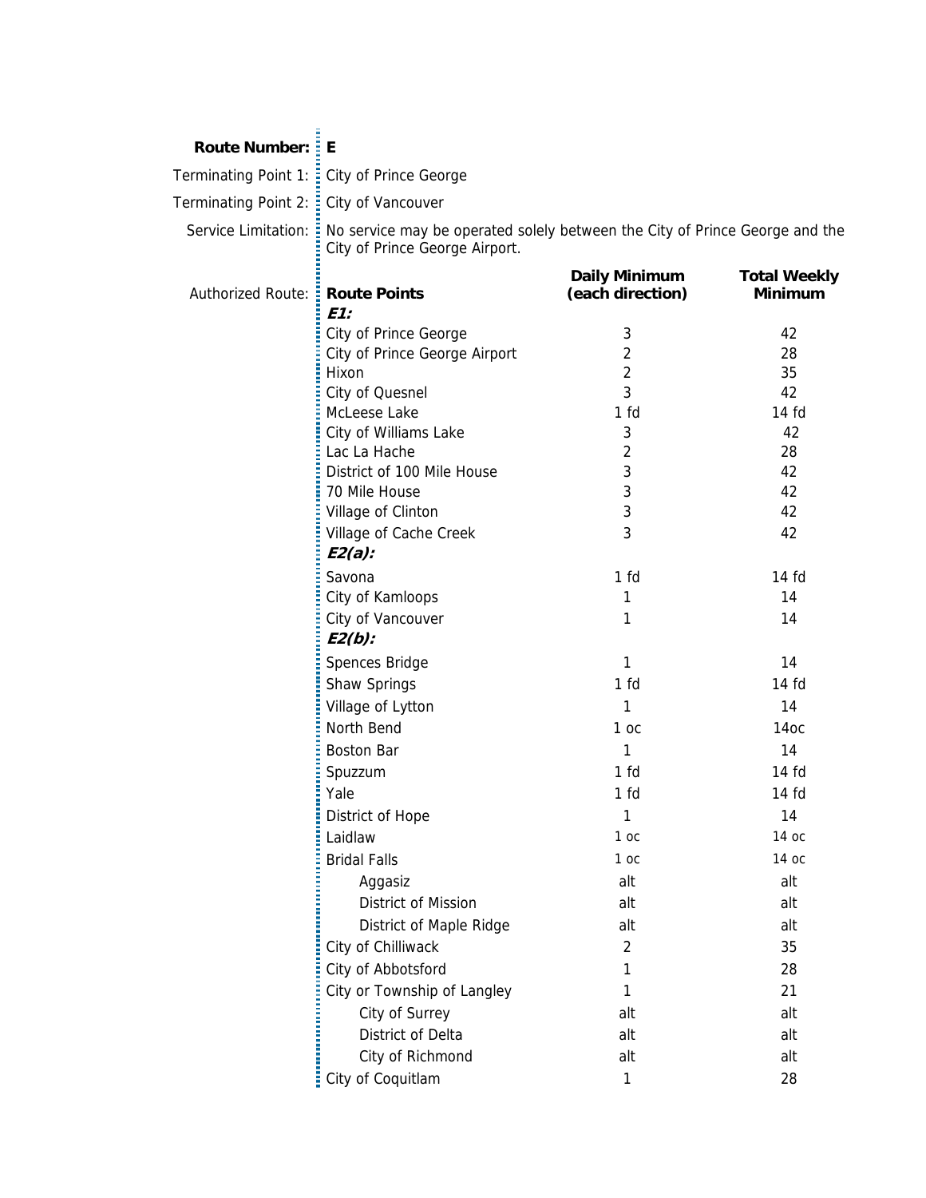**Route Number:** **E**

Terminating Point 1: City of Prince George

Terminating Point 2: City of Vancouver

Service Limitation: No service may be operated solely between the City of Prince George and the City of Prince George Airport.

Authorized Route:

| Route Points | Daily Minimum (each direction) | Total Weekly Minimum |
|---|---|---|
| ***E1:*** | | |
| City of Prince George | 3 | 42 |
| City of Prince George Airport | 2 | 28 |
| Hixon | 2 | 35 |
| City of Quesnel | 3 | 42 |
| McLeese Lake | 1 fd | 14 fd |
| City of Williams Lake | 3 | 42 |
| Lac La Hache | 2 | 28 |
| District of 100 Mile House | 3 | 42 |
| 70 Mile House | 3 | 42 |
| Village of Clinton | 3 | 42 |
| Village of Cache Creek | 3 | 42 |
| ***E2(a):*** | | |
| Savona | 1 fd | 14 fd |
| City of Kamloops | 1 | 14 |
| City of Vancouver | 1 | 14 |
| ***E2(b):*** | | |
| Spences Bridge | 1 | 14 |
| Shaw Springs | 1 fd | 14 fd |
| Village of Lytton | 1 | 14 |
| North Bend | 1 oc | 14oc |
| Boston Bar | 1 | 14 |
| Spuzzum | 1 fd | 14 fd |
| Yale | 1 fd | 14 fd |
| District of Hope | 1 | 14 |
| Laidlaw | 1 oc | 14 oc |
| Bridal Falls | 1 oc | 14 oc |
| Aggasiz | alt | alt |
| District of Mission | alt | alt |
| District of Maple Ridge | alt | alt |
| City of Chilliwack | 2 | 35 |
| City of Abbotsford | 1 | 28 |
| City or Township of Langley | 1 | 21 |
| City of Surrey | alt | alt |
| District of Delta | alt | alt |
| City of Richmond | alt | alt |
| City of Coquitlam | 1 | 28 |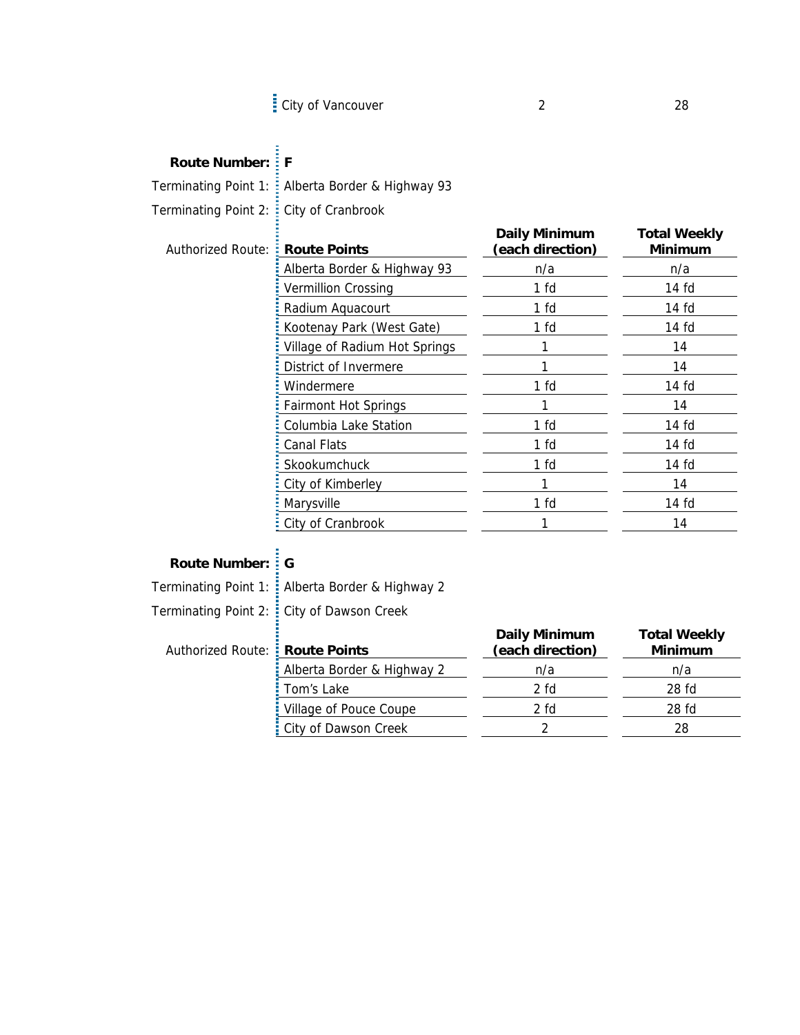| City of Vancouver | 2 | 28 |
|---|---|---|

**Route Number:** **F**

Terminating Point 1: Alberta Border & Highway 93

Terminating Point 2: City of Cranbrook

Authorized Route:

| Route Points | Daily Minimum (each direction) | Total Weekly Minimum |
|---|---|---|
| Alberta Border & Highway 93 | n/a | n/a |
| Vermillion Crossing | 1 fd | 14 fd |
| Radium Aquacourt | 1 fd | 14 fd |
| Kootenay Park (West Gate) | 1 fd | 14 fd |
| Village of Radium Hot Springs | 1 | 14 |
| District of Invermere | 1 | 14 |
| Windermere | 1 fd | 14 fd |
| Fairmont Hot Springs | 1 | 14 |
| Columbia Lake Station | 1 fd | 14 fd |
| Canal Flats | 1 fd | 14 fd |
| Skookumchuck | 1 fd | 14 fd |
| City of Kimberley | 1 | 14 |
| Marysville | 1 fd | 14 fd |
| City of Cranbrook | 1 | 14 |

**Route Number:** **G**

Terminating Point 1: Alberta Border & Highway 2

Terminating Point 2: City of Dawson Creek

Authorized Route:

| Route Points | Daily Minimum (each direction) | Total Weekly Minimum |
|---|---|---|
| Alberta Border & Highway 2 | n/a | n/a |
| Tom's Lake | 2 fd | 28 fd |
| Village of Pouce Coupe | 2 fd | 28 fd |
| City of Dawson Creek | 2 | 28 |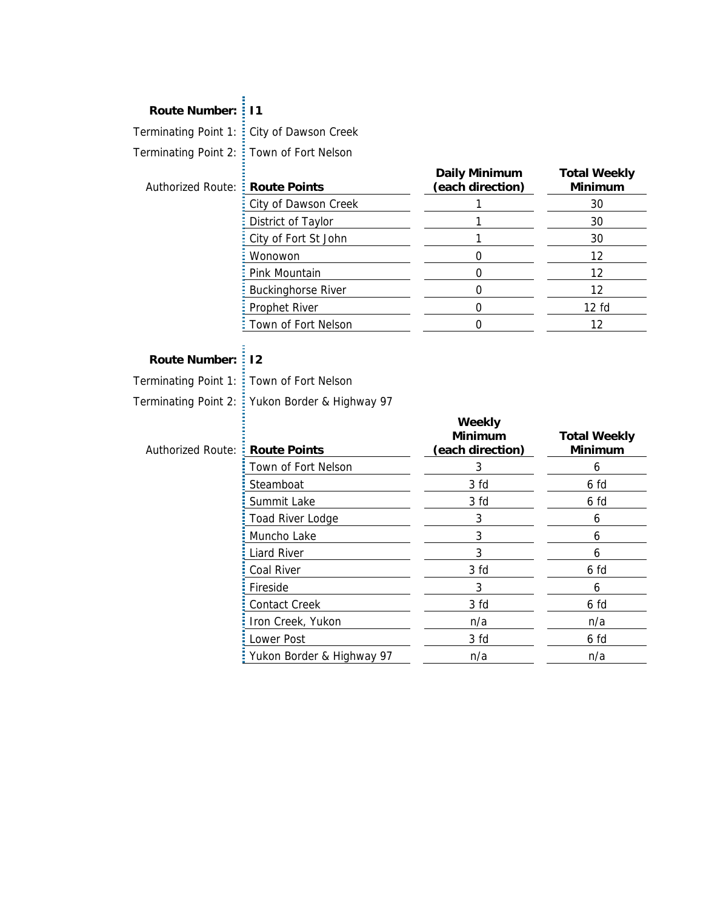**Route Number:** **I1**

Terminating Point 1: City of Dawson Creek

Terminating Point 2: Town of Fort Nelson

Authorized Route:

| Route Points | Daily Minimum (each direction) | Total Weekly Minimum |
|---|---|---|
| City of Dawson Creek | 1 | 30 |
| District of Taylor | 1 | 30 |
| City of Fort St John | 1 | 30 |
| Wonowon | 0 | 12 |
| Pink Mountain | 0 | 12 |
| Buckinghorse River | 0 | 12 |
| Prophet River | 0 | 12 fd |
| Town of Fort Nelson | 0 | 12 |

**Route Number:** **I2**

Terminating Point 1: Town of Fort Nelson

Terminating Point 2: Yukon Border & Highway 97

Authorized Route:

| Route Points | Weekly Minimum (each direction) | Total Weekly Minimum |
|---|---|---|
| Town of Fort Nelson | 3 | 6 |
| Steamboat | 3 fd | 6 fd |
| Summit Lake | 3 fd | 6 fd |
| Toad River Lodge | 3 | 6 |
| Muncho Lake | 3 | 6 |
| Liard River | 3 | 6 |
| Coal River | 3 fd | 6 fd |
| Fireside | 3 | 6 |
| Contact Creek | 3 fd | 6 fd |
| Iron Creek, Yukon | n/a | n/a |
| Lower Post | 3 fd | 6 fd |
| Yukon Border & Highway 97 | n/a | n/a |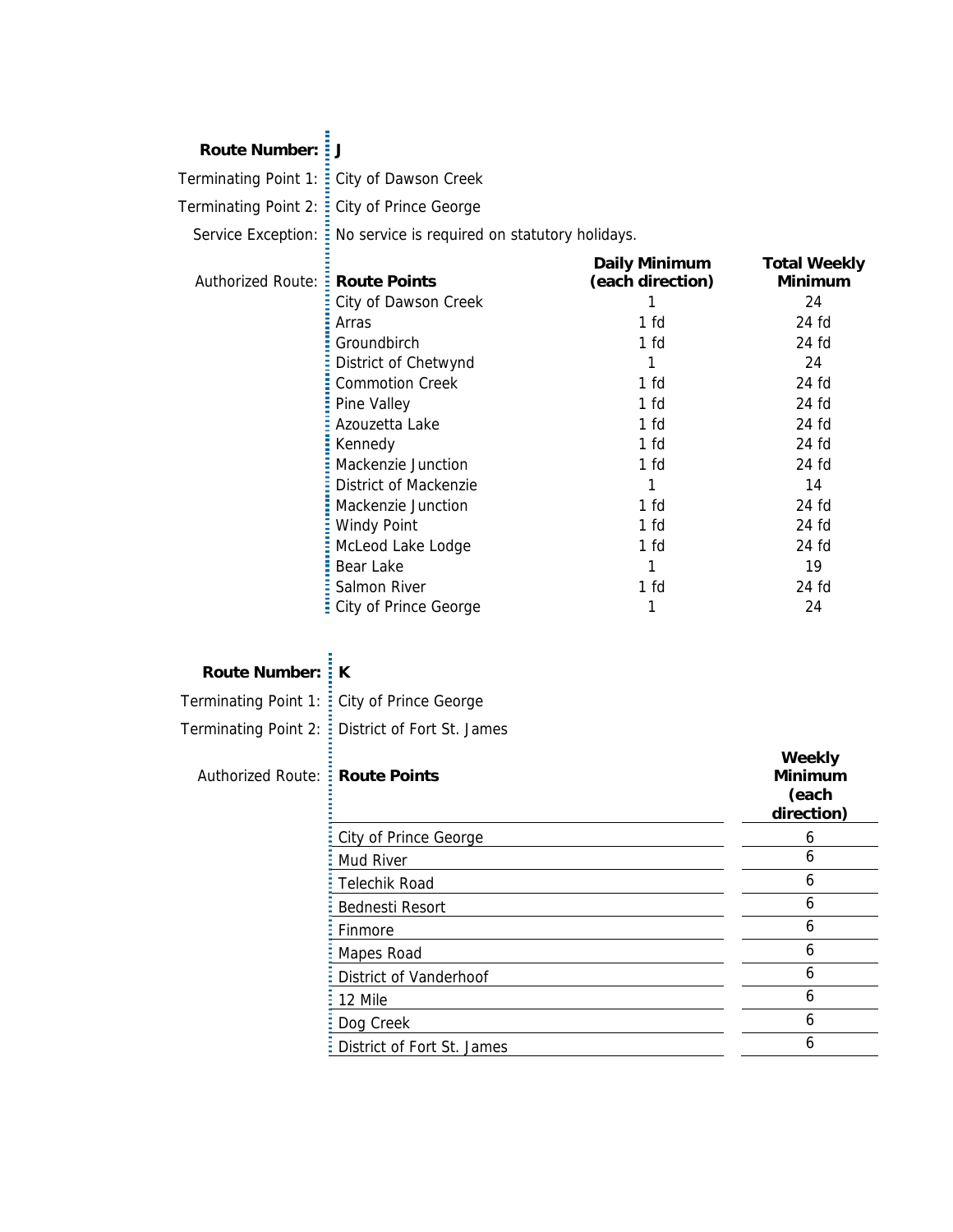**Route Number:** **J**

Terminating Point 1: City of Dawson Creek

Terminating Point 2: City of Prince George

Service Exception: No service is required on statutory holidays.

Authorized Route:

| Route Points | Daily Minimum (each direction) | Total Weekly Minimum |
|---|---|---|
| City of Dawson Creek | 1 | 24 |
| Arras | 1 fd | 24 fd |
| Groundbirch | 1 fd | 24 fd |
| District of Chetwynd | 1 | 24 |
| Commotion Creek | 1 fd | 24 fd |
| Pine Valley | 1 fd | 24 fd |
| Azouzetta Lake | 1 fd | 24 fd |
| Kennedy | 1 fd | 24 fd |
| Mackenzie Junction | 1 fd | 24 fd |
| District of Mackenzie | 1 | 14 |
| Mackenzie Junction | 1 fd | 24 fd |
| Windy Point | 1 fd | 24 fd |
| McLeod Lake Lodge | 1 fd | 24 fd |
| Bear Lake | 1 | 19 |
| Salmon River | 1 fd | 24 fd |
| City of Prince George | 1 | 24 |

**Route Number:** **K**

Terminating Point 1: City of Prince George

Terminating Point 2: District of Fort St. James

Authorized Route:

| Route Points | Weekly Minimum (each direction) |
|---|---|
| City of Prince George | 6 |
| Mud River | 6 |
| Telechik Road | 6 |
| Bednesti Resort | 6 |
| Finmore | 6 |
| Mapes Road | 6 |
| District of Vanderhoof | 6 |
| 12 Mile | 6 |
| Dog Creek | 6 |
| District of Fort St. James | 6 |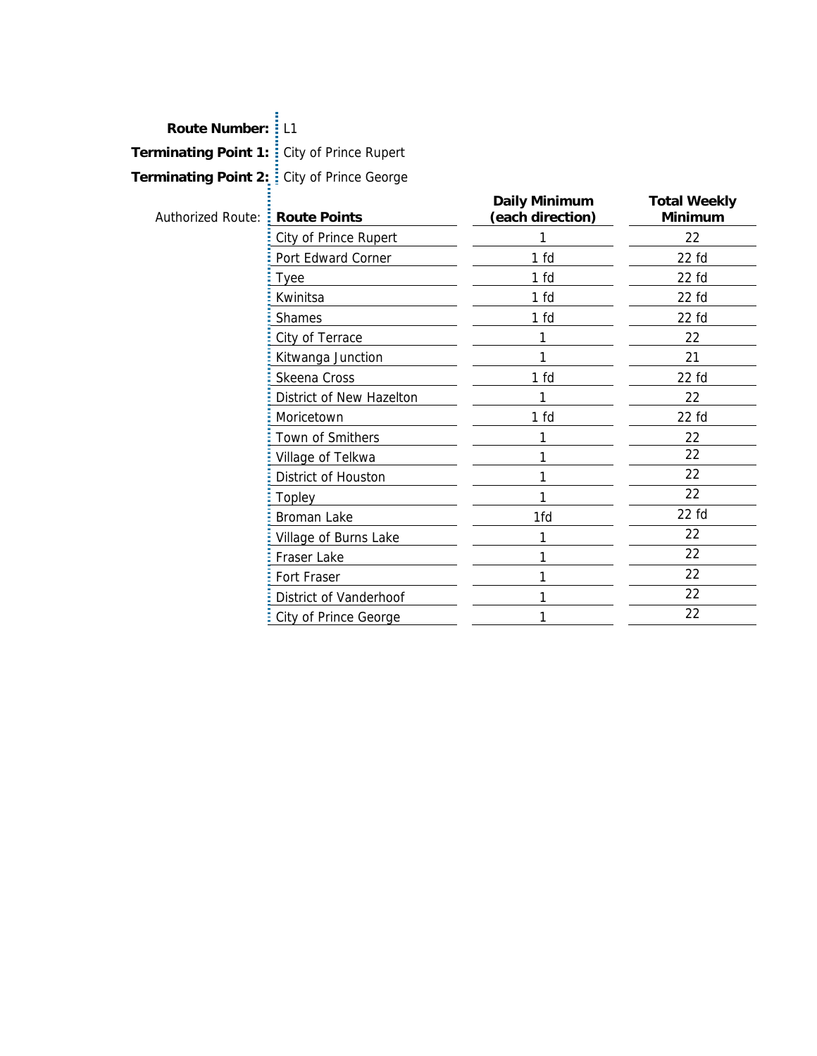**Route Number:** L1

**Terminating Point 1:** City of Prince Rupert

**Terminating Point 2:** City of Prince George

Authorized Route:

| Route Points | Daily Minimum (each direction) | Total Weekly Minimum |
|---|---|---|
| City of Prince Rupert | 1 | 22 |
| Port Edward Corner | 1 fd | 22 fd |
| Tyee | 1 fd | 22 fd |
| Kwinitsa | 1 fd | 22 fd |
| Shames | 1 fd | 22 fd |
| City of Terrace | 1 | 22 |
| Kitwanga Junction | 1 | 21 |
| Skeena Cross | 1 fd | 22 fd |
| District of New Hazelton | 1 | 22 |
| Moricetown | 1 fd | 22 fd |
| Town of Smithers | 1 | 22 |
| Village of Telkwa | 1 | 22 |
| District of Houston | 1 | 22 |
| Topley | 1 | 22 |
| Broman Lake | 1fd | 22 fd |
| Village of Burns Lake | 1 | 22 |
| Fraser Lake | 1 | 22 |
| Fort Fraser | 1 | 22 |
| District of Vanderhoof | 1 | 22 |
| City of Prince George | 1 | 22 |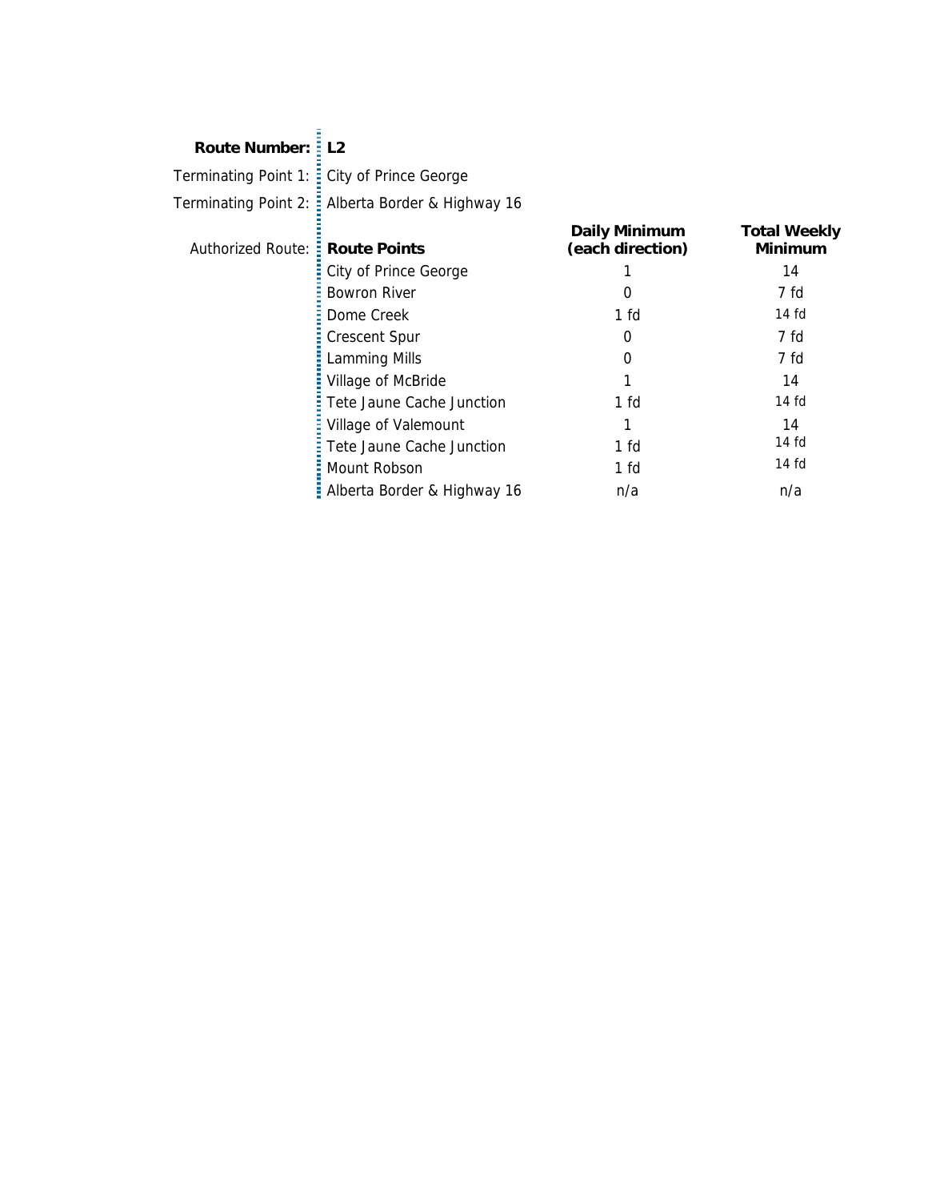**Route Number:** L2

Terminating Point 1: City of Prince George

Terminating Point 2: Alberta Border & Highway 16

Authorized Route:

| Route Points | Daily Minimum (each direction) | Total Weekly Minimum |
|---|---|---|
| City of Prince George | 1 | 14 |
| Bowron River | 0 | 7 fd |
| Dome Creek | 1 fd | 14 fd |
| Crescent Spur | 0 | 7 fd |
| Lamming Mills | 0 | 7 fd |
| Village of McBride | 1 | 14 |
| Tete Jaune Cache Junction | 1 fd | 14 fd |
| Village of Valemount | 1 | 14 |
| Tete Jaune Cache Junction | 1 fd | 14 fd |
| Mount Robson | 1 fd | 14 fd |
| Alberta Border & Highway 16 | n/a | n/a |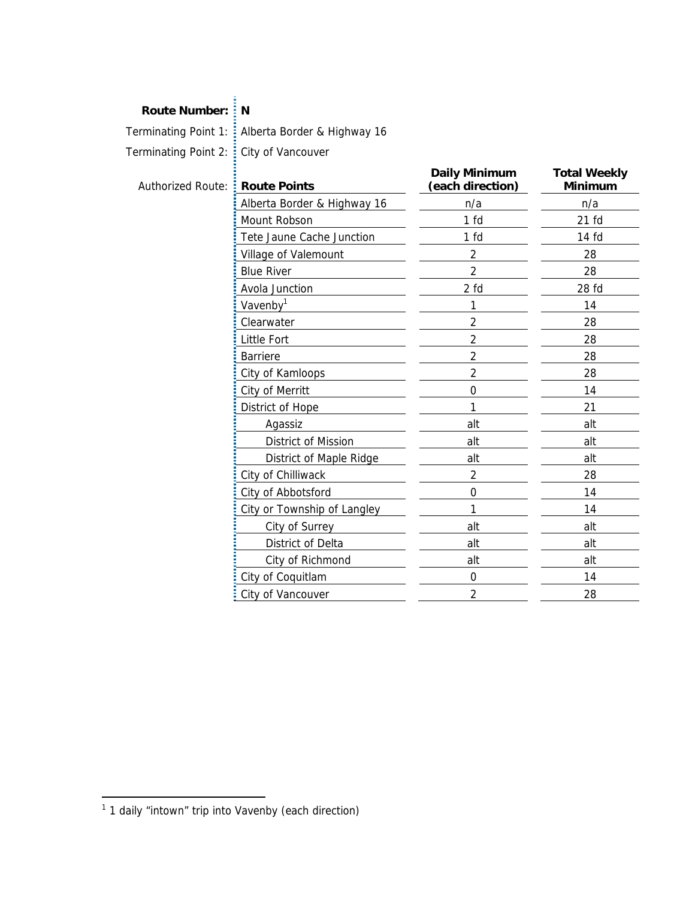**Route Number:** **N**

Terminating Point 1: Alberta Border & Highway 16

Terminating Point 2: City of Vancouver

Authorized Route:

| Route Points | Daily Minimum (each direction) | Total Weekly Minimum |
|---|---|---|
| Alberta Border & Highway 16 | n/a | n/a |
| Mount Robson | 1 fd | 21 fd |
| Tete Jaune Cache Junction | 1 fd | 14 fd |
| Village of Valemount | 2 | 28 |
| Blue River | 2 | 28 |
| Avola Junction | 2 fd | 28 fd |
| Vavenby[1] | 1 | 14 |
| Clearwater | 2 | 28 |
| Little Fort | 2 | 28 |
| Barriere | 2 | 28 |
| City of Kamloops | 2 | 28 |
| City of Merritt | 0 | 14 |
| District of Hope | 1 | 21 |
| &nbsp;&nbsp;&nbsp;&nbsp;Agassiz | alt | alt |
| &nbsp;&nbsp;&nbsp;&nbsp;District of Mission | alt | alt |
| &nbsp;&nbsp;&nbsp;&nbsp;District of Maple Ridge | alt | alt |
| City of Chilliwack | 2 | 28 |
| City of Abbotsford | 0 | 14 |
| City or Township of Langley | 1 | 14 |
| &nbsp;&nbsp;&nbsp;&nbsp;City of Surrey | alt | alt |
| &nbsp;&nbsp;&nbsp;&nbsp;District of Delta | alt | alt |
| &nbsp;&nbsp;&nbsp;&nbsp;City of Richmond | alt | alt |
| City of Coquitlam | 0 | 14 |
| City of Vancouver | 2 | 28 |

[1] 1 daily "intown" trip into Vavenby (each direction)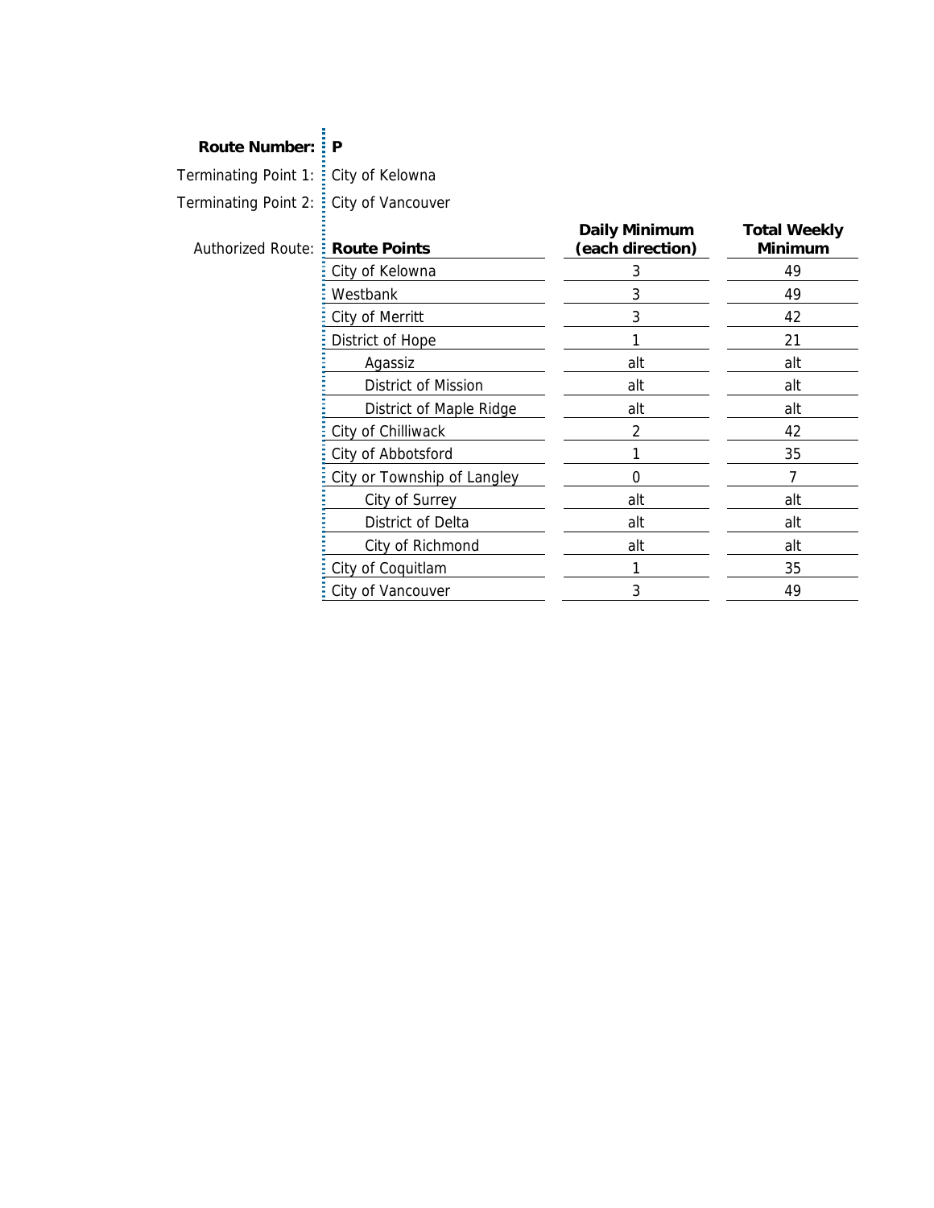**Route Number:** **P**

Terminating Point 1: City of Kelowna

Terminating Point 2: City of Vancouver

Authorized Route:

| **Route Points** | **Daily Minimum (each direction)** | **Total Weekly Minimum** |
|---|---|---|
| City of Kelowna | 3 | 49 |
| Westbank | 3 | 49 |
| City of Merritt | 3 | 42 |
| District of Hope | 1 | 21 |
| Agassiz | alt | alt |
| District of Mission | alt | alt |
| District of Maple Ridge | alt | alt |
| City of Chilliwack | 2 | 42 |
| City of Abbotsford | 1 | 35 |
| City or Township of Langley | 0 | 7 |
| City of Surrey | alt | alt |
| District of Delta | alt | alt |
| City of Richmond | alt | alt |
| City of Coquitlam | 1 | 35 |
| City of Vancouver | 3 | 49 |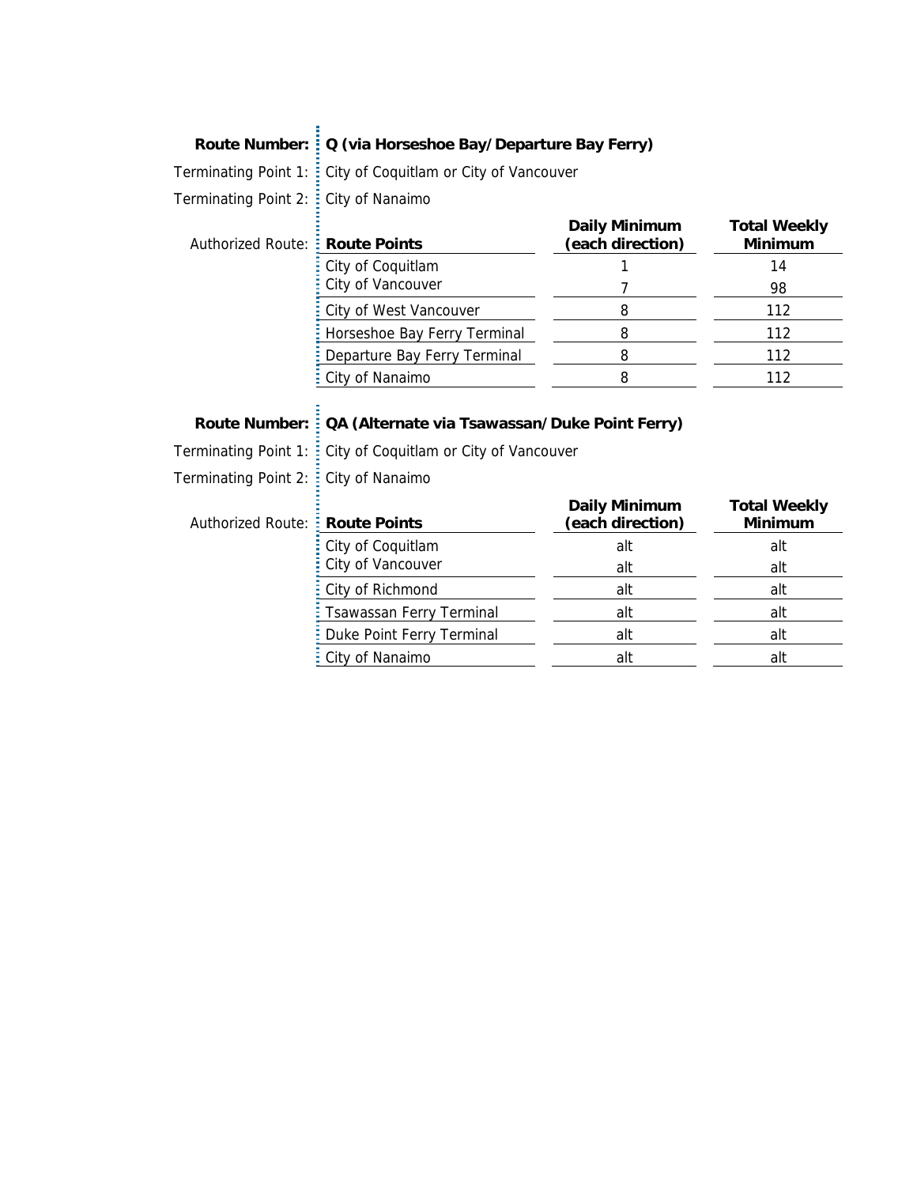**Route Number:** **Q (via Horseshoe Bay/Departure Bay Ferry)**

Terminating Point 1: City of Coquitlam or City of Vancouver

Terminating Point 2: City of Nanaimo

Authorized Route:

| Route Points | Daily Minimum (each direction) | Total Weekly Minimum |
|---|---|---|
| City of Coquitlam | 1 | 14 |
| City of Vancouver | 7 | 98 |
| City of West Vancouver | 8 | 112 |
| Horseshoe Bay Ferry Terminal | 8 | 112 |
| Departure Bay Ferry Terminal | 8 | 112 |
| City of Nanaimo | 8 | 112 |

**Route Number:** **QA (Alternate via Tsawassan/Duke Point Ferry)**

Terminating Point 1: City of Coquitlam or City of Vancouver

Terminating Point 2: City of Nanaimo

Authorized Route:

| Route Points | Daily Minimum (each direction) | Total Weekly Minimum |
|---|---|---|
| City of Coquitlam | alt | alt |
| City of Vancouver | alt | alt |
| City of Richmond | alt | alt |
| Tsawassan Ferry Terminal | alt | alt |
| Duke Point Ferry Terminal | alt | alt |
| City of Nanaimo | alt | alt |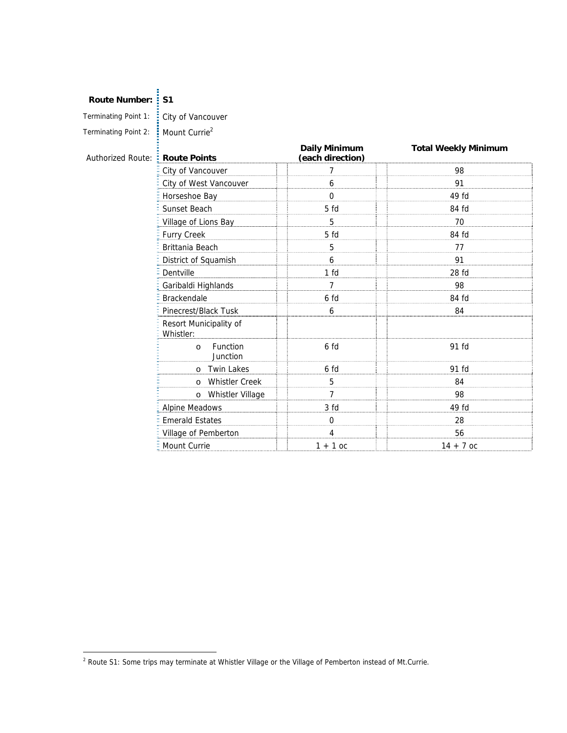**Route Number:** **S1**

Terminating Point 1: City of Vancouver

Terminating Point 2: Mount Currie[2]

Authorized Route:

| Route Points | Daily Minimum (each direction) | Total Weekly Minimum |
|---|---|---|
| City of Vancouver | 7 | 98 |
| City of West Vancouver | 6 | 91 |
| Horseshoe Bay | 0 | 49 fd |
| Sunset Beach | 5 fd | 84 fd |
| Village of Lions Bay | 5 | 70 |
| Furry Creek | 5 fd | 84 fd |
| Brittania Beach | 5 | 77 |
| District of Squamish | 6 | 91 |
| Dentville | 1 fd | 28 fd |
| Garibaldi Highlands | 7 | 98 |
| Brackendale | 6 fd | 84 fd |
| Pinecrest/Black Tusk | 6 | 84 |
| Resort Municipality of Whistler: | | |
| o Function Junction | 6 fd | 91 fd |
| o Twin Lakes | 6 fd | 91 fd |
| o Whistler Creek | 5 | 84 |
| o Whistler Village | 7 | 98 |
| Alpine Meadows | 3 fd | 49 fd |
| Emerald Estates | 0 | 28 |
| Village of Pemberton | 4 | 56 |
| Mount Currie | 1 + 1 oc | 14 + 7 oc |

[2] Route S1: Some trips may terminate at Whistler Village or the Village of Pemberton instead of Mt.Currie.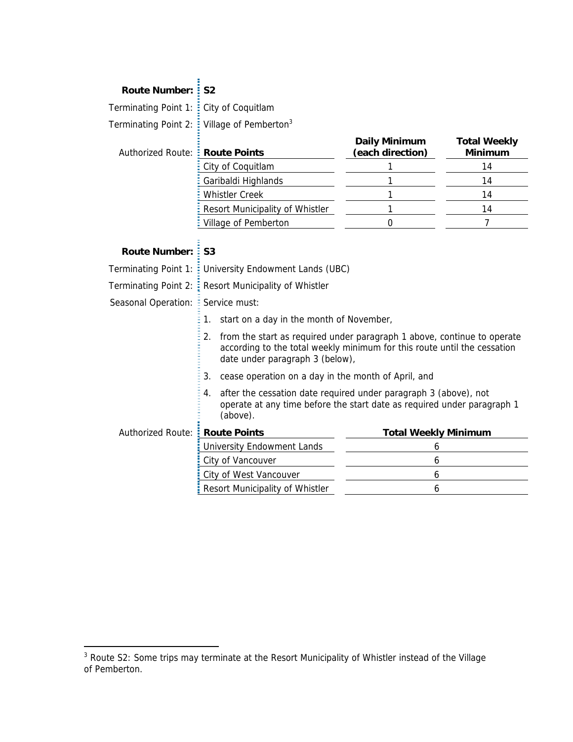**Route Number:** **S2**

Terminating Point 1: City of Coquitlam

Terminating Point 2: Village of Pemberton[3]

Authorized Route:

| Route Points | Daily Minimum (each direction) | Total Weekly Minimum |
|---|---|---|
| City of Coquitlam | 1 | 14 |
| Garibaldi Highlands | 1 | 14 |
| Whistler Creek | 1 | 14 |
| Resort Municipality of Whistler | 1 | 14 |
| Village of Pemberton | 0 | 7 |

**Route Number:** **S3**

Terminating Point 1: University Endowment Lands (UBC)

Terminating Point 2: Resort Municipality of Whistler

Seasonal Operation: Service must:

1. start on a day in the month of November,
2. from the start as required under paragraph 1 above, continue to operate according to the total weekly minimum for this route until the cessation date under paragraph 3 (below),
3. cease operation on a day in the month of April, and
4. after the cessation date required under paragraph 3 (above), not operate at any time before the start date as required under paragraph 1 (above).

Authorized Route:

| Route Points | Total Weekly Minimum |
|---|---|
| University Endowment Lands | 6 |
| City of Vancouver | 6 |
| City of West Vancouver | 6 |
| Resort Municipality of Whistler | 6 |

---

[3] Route S2: Some trips may terminate at the Resort Municipality of Whistler instead of the Village of Pemberton.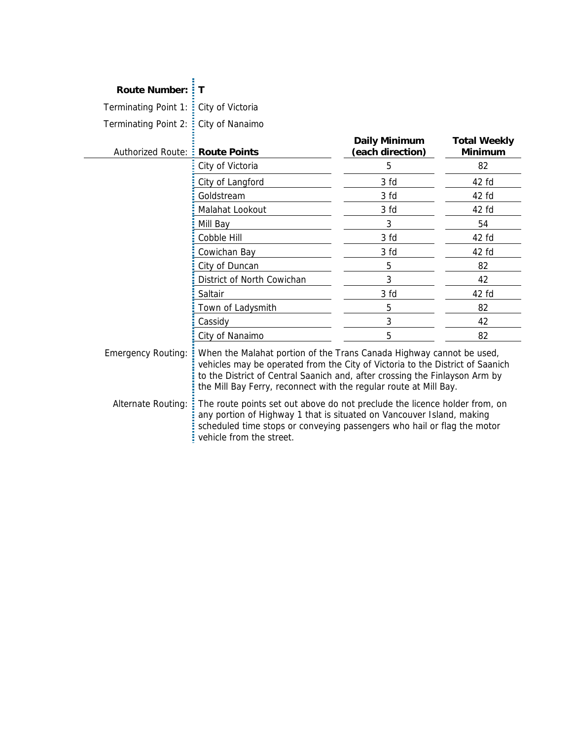**Route Number:** **T**

Terminating Point 1: City of Victoria

Terminating Point 2: City of Nanaimo

Authorized Route:

| Route Points | Daily Minimum (each direction) | Total Weekly Minimum |
|---|---|---|
| City of Victoria | 5 | 82 |
| City of Langford | 3 fd | 42 fd |
| Goldstream | 3 fd | 42 fd |
| Malahat Lookout | 3 fd | 42 fd |
| Mill Bay | 3 | 54 |
| Cobble Hill | 3 fd | 42 fd |
| Cowichan Bay | 3 fd | 42 fd |
| City of Duncan | 5 | 82 |
| District of North Cowichan | 3 | 42 |
| Saltair | 3 fd | 42 fd |
| Town of Ladysmith | 5 | 82 |
| Cassidy | 3 | 42 |
| City of Nanaimo | 5 | 82 |

Emergency Routing: When the Malahat portion of the Trans Canada Highway cannot be used, vehicles may be operated from the City of Victoria to the District of Saanich to the District of Central Saanich and, after crossing the Finlayson Arm by the Mill Bay Ferry, reconnect with the regular route at Mill Bay.

Alternate Routing: The route points set out above do not preclude the licence holder from, on any portion of Highway 1 that is situated on Vancouver Island, making scheduled time stops or conveying passengers who hail or flag the motor vehicle from the street.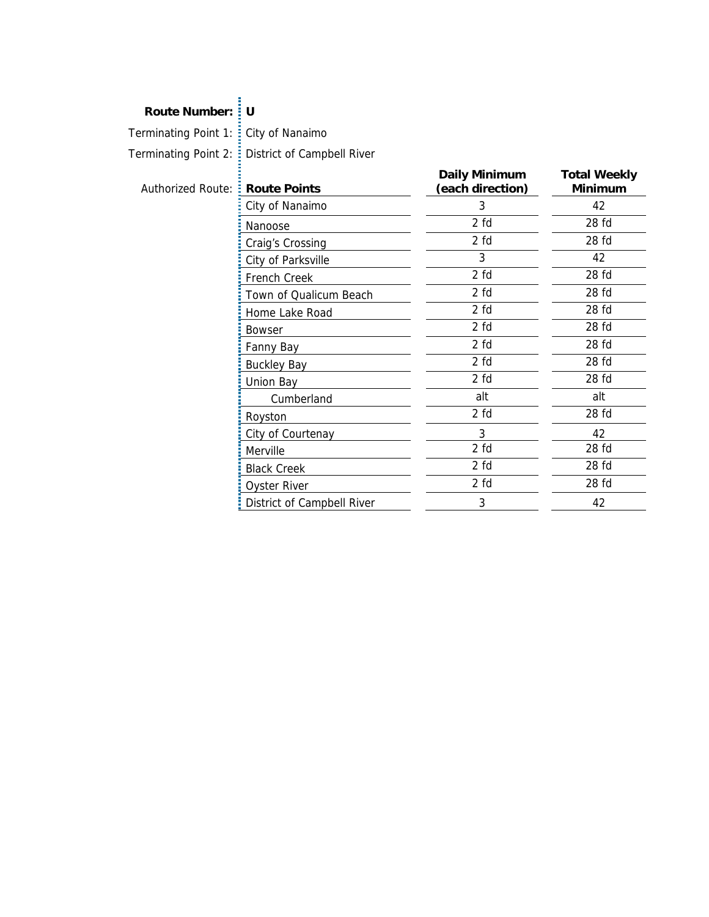**Route Number:** **U**

Terminating Point 1: City of Nanaimo

Terminating Point 2: District of Campbell River

Authorized Route:

| Route Points | Daily Minimum (each direction) | Total Weekly Minimum |
|---|---|---|
| City of Nanaimo | 3 | 42 |
| Nanoose | 2 fd | 28 fd |
| Craig's Crossing | 2 fd | 28 fd |
| City of Parksville | 3 | 42 |
| French Creek | 2 fd | 28 fd |
| Town of Qualicum Beach | 2 fd | 28 fd |
| Home Lake Road | 2 fd | 28 fd |
| Bowser | 2 fd | 28 fd |
| Fanny Bay | 2 fd | 28 fd |
| Buckley Bay | 2 fd | 28 fd |
| Union Bay | 2 fd | 28 fd |
| Cumberland | alt | alt |
| Royston | 2 fd | 28 fd |
| City of Courtenay | 3 | 42 |
| Merville | 2 fd | 28 fd |
| Black Creek | 2 fd | 28 fd |
| Oyster River | 2 fd | 28 fd |
| District of Campbell River | 3 | 42 |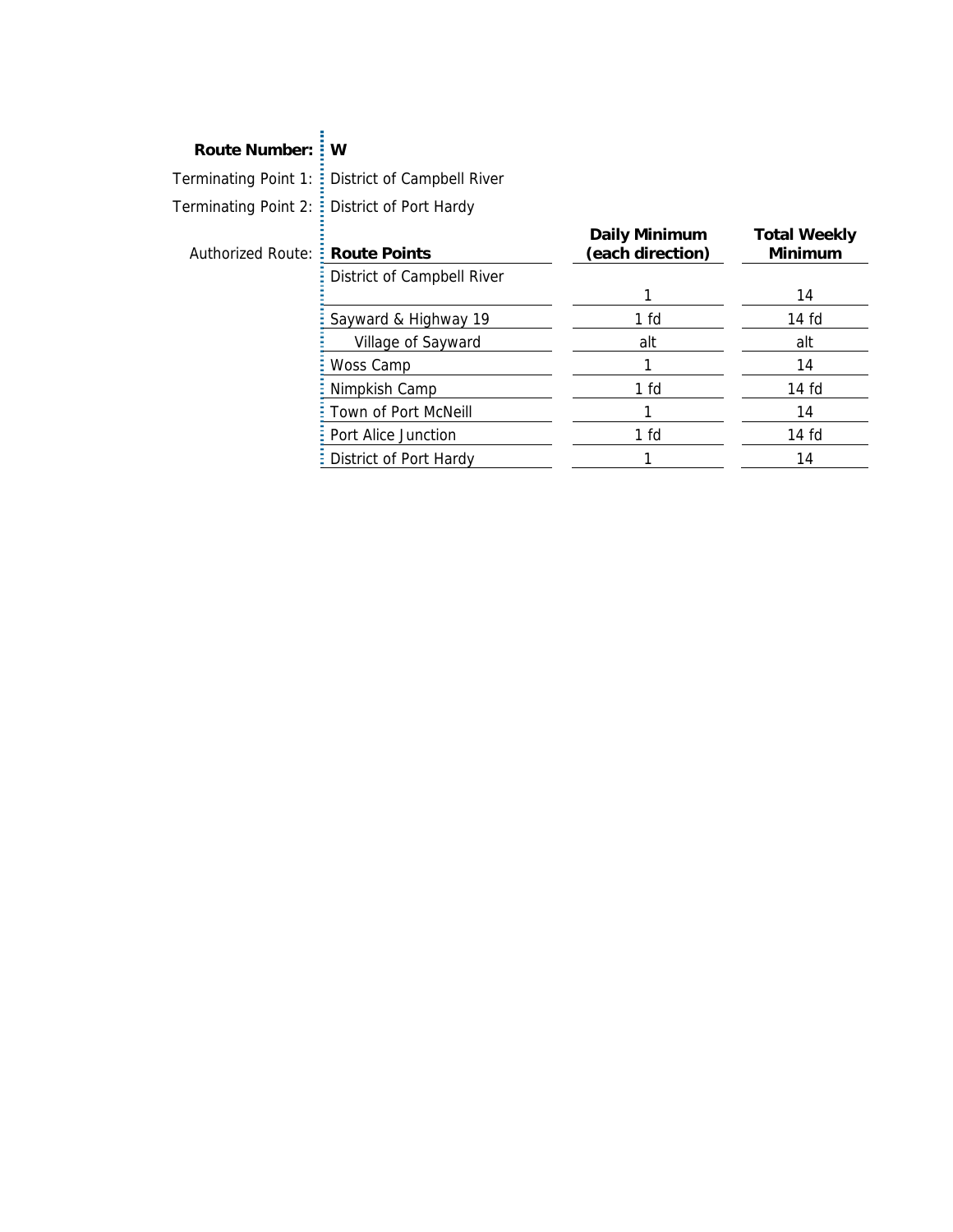**Route Number:** W

Terminating Point 1: District of Campbell River

Terminating Point 2: District of Port Hardy

Authorized Route:

| Route Points | Daily Minimum (each direction) | Total Weekly Minimum |
|---|---|---|
| District of Campbell River | 1 | 14 |
| Sayward & Highway 19 | 1 fd | 14 fd |
| Village of Sayward | alt | alt |
| Woss Camp | 1 | 14 |
| Nimpkish Camp | 1 fd | 14 fd |
| Town of Port McNeill | 1 | 14 |
| Port Alice Junction | 1 fd | 14 fd |
| District of Port Hardy | 1 | 14 |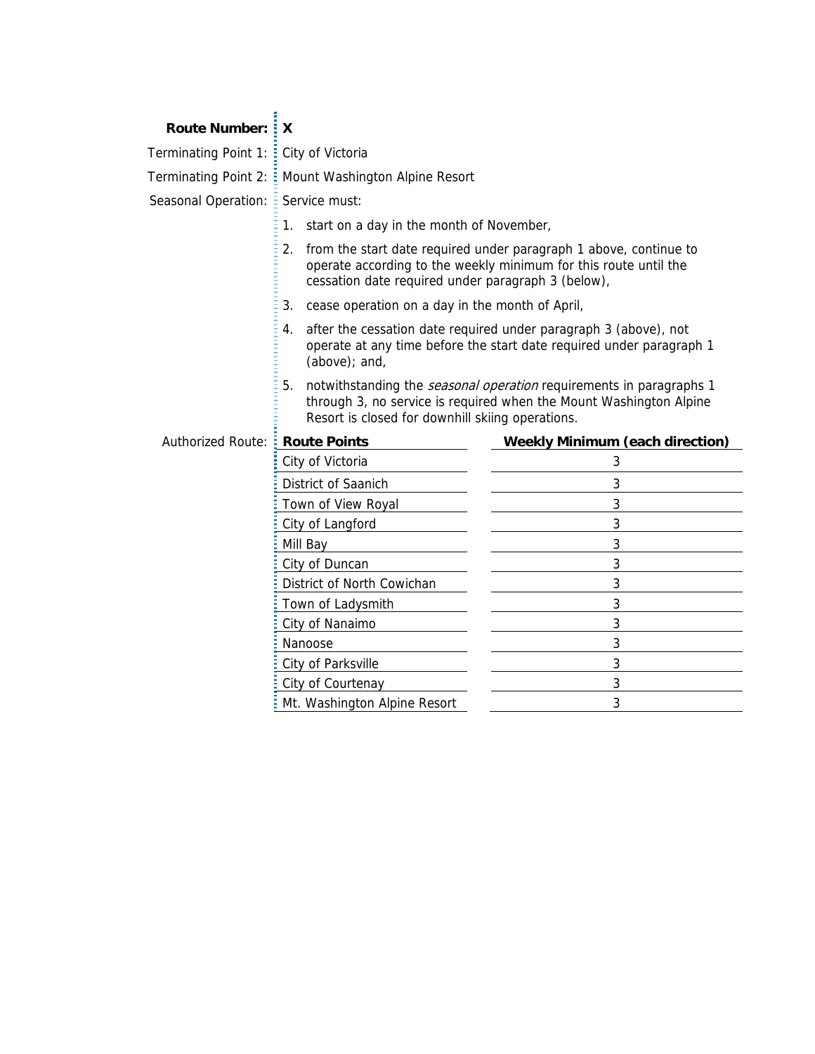**Route Number:** **X**

Terminating Point 1: City of Victoria

Terminating Point 2: Mount Washington Alpine Resort

Seasonal Operation: Service must:

1. start on a day in the month of November,
2. from the start date required under paragraph 1 above, continue to operate according to the weekly minimum for this route until the cessation date required under paragraph 3 (below),
3. cease operation on a day in the month of April,
4. after the cessation date required under paragraph 3 (above), not operate at any time before the start date required under paragraph 1 (above); and,
5. notwithstanding the *seasonal operation* requirements in paragraphs 1 through 3, no service is required when the Mount Washington Alpine Resort is closed for downhill skiing operations.

Authorized Route:

| **Route Points** | **Weekly Minimum (each direction)** |
|---|---|
| City of Victoria | 3 |
| District of Saanich | 3 |
| Town of View Royal | 3 |
| City of Langford | 3 |
| Mill Bay | 3 |
| City of Duncan | 3 |
| District of North Cowichan | 3 |
| Town of Ladysmith | 3 |
| City of Nanaimo | 3 |
| Nanoose | 3 |
| City of Parksville | 3 |
| City of Courtenay | 3 |
| Mt. Washington Alpine Resort | 3 |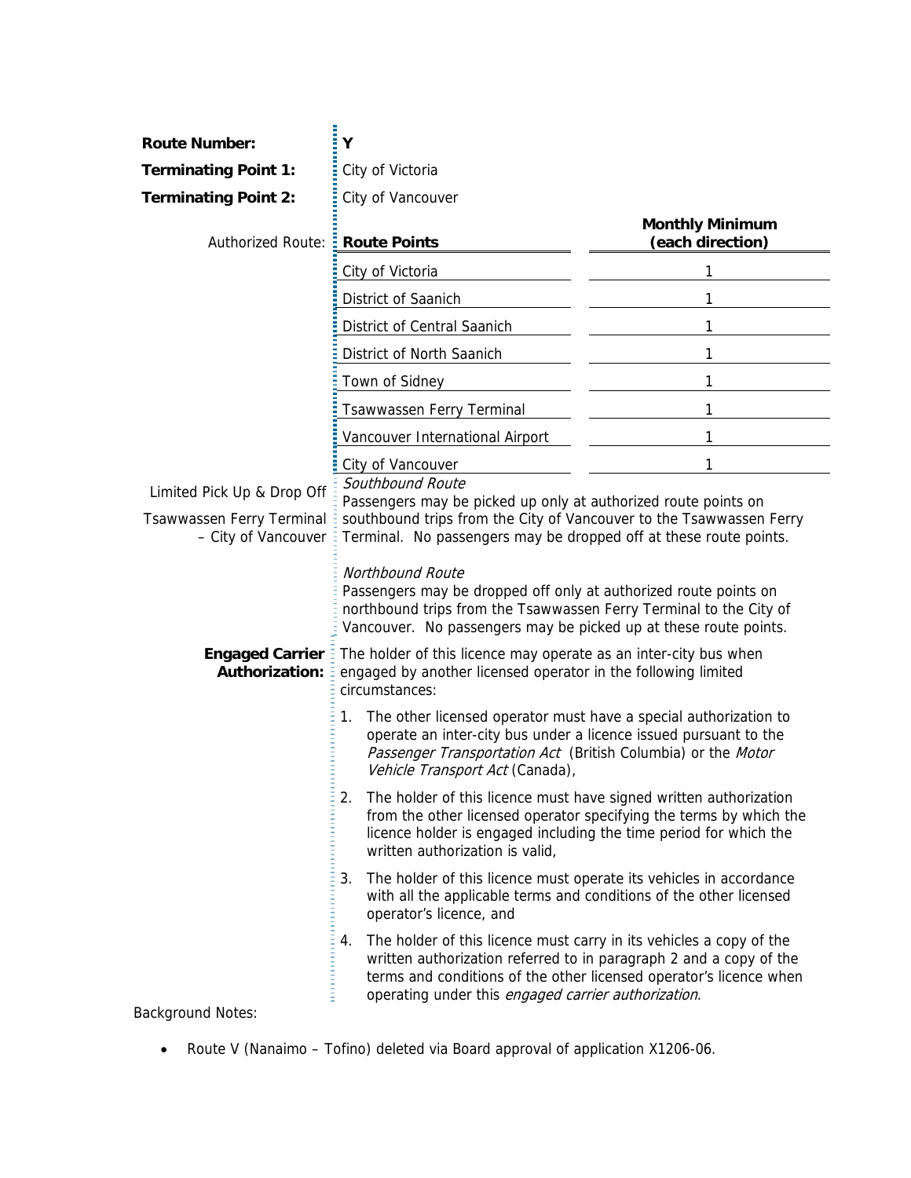**Route Number:** **Y**

**Terminating Point 1:** City of Victoria

**Terminating Point 2:** City of Vancouver

Authorized Route:

| Route Points | Monthly Minimum (each direction) |
|---|---|
| City of Victoria | 1 |
| District of Saanich | 1 |
| District of Central Saanich | 1 |
| District of North Saanich | 1 |
| Town of Sidney | 1 |
| Tsawwassen Ferry Terminal | 1 |
| Vancouver International Airport | 1 |
| City of Vancouver | 1 |

Limited Pick Up & Drop Off

Tsawwassen Ferry Terminal – City of Vancouver

*Southbound Route*

Passengers may be picked up only at authorized route points on southbound trips from the City of Vancouver to the Tsawwassen Ferry Terminal. No passengers may be dropped off at these route points.

*Northbound Route*

Passengers may be dropped off only at authorized route points on northbound trips from the Tsawwassen Ferry Terminal to the City of Vancouver. No passengers may be picked up at these route points.

**Engaged Carrier Authorization:** The holder of this licence may operate as an inter-city bus when engaged by another licensed operator in the following limited circumstances:

1. The other licensed operator must have a special authorization to operate an inter-city bus under a licence issued pursuant to the *Passenger Transportation Act* (British Columbia) or the *Motor Vehicle Transport Act* (Canada),
2. The holder of this licence must have signed written authorization from the other licensed operator specifying the terms by which the licence holder is engaged including the time period for which the written authorization is valid,
3. The holder of this licence must operate its vehicles in accordance with all the applicable terms and conditions of the other licensed operator's licence, and
4. The holder of this licence must carry in its vehicles a copy of the written authorization referred to in paragraph 2 and a copy of the terms and conditions of the other licensed operator's licence when operating under this *engaged carrier authorization*.

Background Notes:

- Route V (Nanaimo – Tofino) deleted via Board approval of application X1206-06.